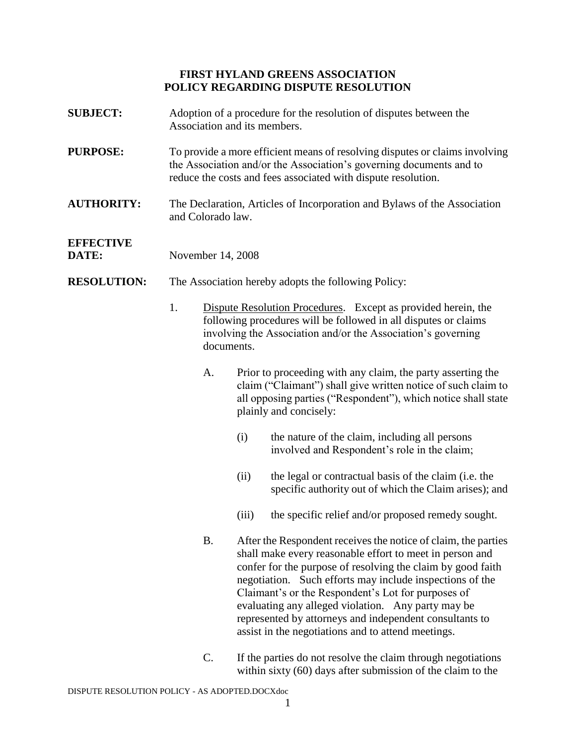# FIRST HYLAND GREENS ASSOCIATION
## POLICY REGARDING DISPUTE RESOLUTION

**SUBJECT:** Adoption of a procedure for the resolution of disputes between the Association and its members.

**PURPOSE:** To provide a more efficient means of resolving disputes or claims involving the Association and/or the Association's governing documents and to reduce the costs and fees associated with dispute resolution.

**AUTHORITY:** The Declaration, Articles of Incorporation and Bylaws of the Association and Colorado law.

**EFFECTIVE DATE:** November 14, 2008

**RESOLUTION:** The Association hereby adopts the following Policy:

1. Dispute Resolution Procedures. Except as provided herein, the following procedures will be followed in all disputes or claims involving the Association and/or the Association's governing documents.

   A. Prior to proceeding with any claim, the party asserting the claim ("Claimant") shall give written notice of such claim to all opposing parties ("Respondent"), which notice shall state plainly and concisely:

      (i) the nature of the claim, including all persons involved and Respondent's role in the claim;

      (ii) the legal or contractual basis of the claim (i.e. the specific authority out of which the Claim arises); and

      (iii) the specific relief and/or proposed remedy sought.

   B. After the Respondent receives the notice of claim, the parties shall make every reasonable effort to meet in person and confer for the purpose of resolving the claim by good faith negotiation. Such efforts may include inspections of the Claimant's or the Respondent's Lot for purposes of evaluating any alleged violation. Any party may be represented by attorneys and independent consultants to assist in the negotiations and to attend meetings.

   C. If the parties do not resolve the claim through negotiations within sixty (60) days after submission of the claim to the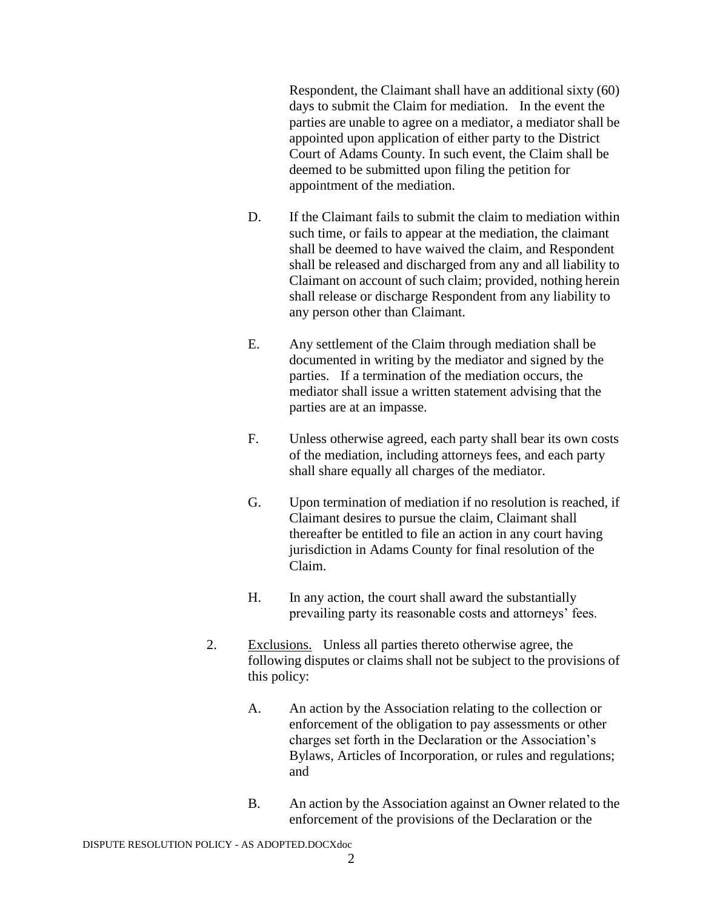Respondent, the Claimant shall have an additional sixty (60) days to submit the Claim for mediation. In the event the parties are unable to agree on a mediator, a mediator shall be appointed upon application of either party to the District Court of Adams County. In such event, the Claim shall be deemed to be submitted upon filing the petition for appointment of the mediation.

D. If the Claimant fails to submit the claim to mediation within such time, or fails to appear at the mediation, the claimant shall be deemed to have waived the claim, and Respondent shall be released and discharged from any and all liability to Claimant on account of such claim; provided, nothing herein shall release or discharge Respondent from any liability to any person other than Claimant.

E. Any settlement of the Claim through mediation shall be documented in writing by the mediator and signed by the parties. If a termination of the mediation occurs, the mediator shall issue a written statement advising that the parties are at an impasse.

F. Unless otherwise agreed, each party shall bear its own costs of the mediation, including attorneys fees, and each party shall share equally all charges of the mediator.

G. Upon termination of mediation if no resolution is reached, if Claimant desires to pursue the claim, Claimant shall thereafter be entitled to file an action in any court having jurisdiction in Adams County for final resolution of the Claim.

H. In any action, the court shall award the substantially prevailing party its reasonable costs and attorneys' fees.

2. Exclusions. Unless all parties thereto otherwise agree, the following disputes or claims shall not be subject to the provisions of this policy:

A. An action by the Association relating to the collection or enforcement of the obligation to pay assessments or other charges set forth in the Declaration or the Association's Bylaws, Articles of Incorporation, or rules and regulations; and

B. An action by the Association against an Owner related to the enforcement of the provisions of the Declaration or the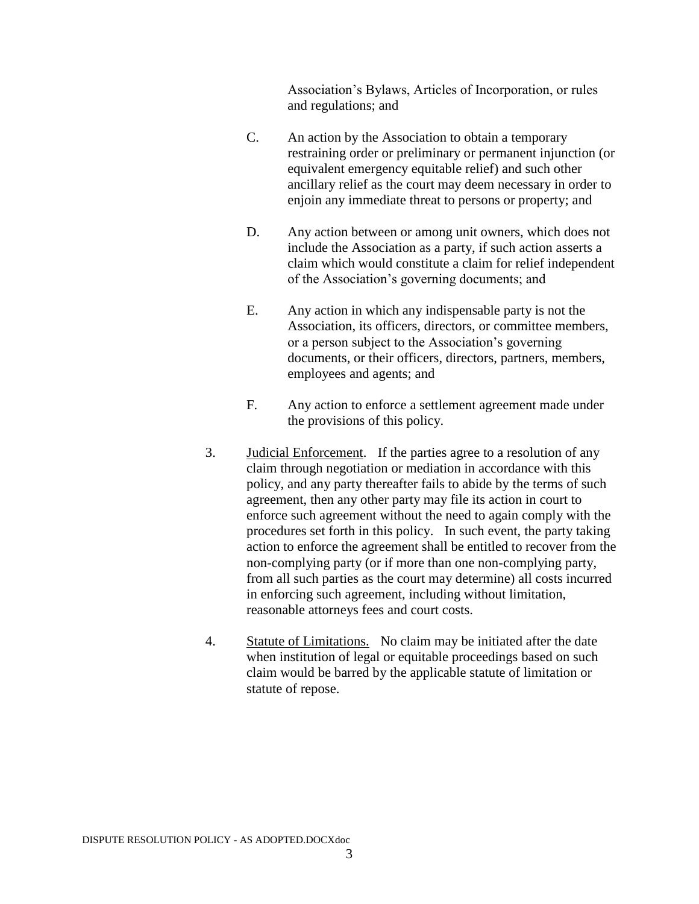Association's Bylaws, Articles of Incorporation, or rules and regulations; and

C. An action by the Association to obtain a temporary restraining order or preliminary or permanent injunction (or equivalent emergency equitable relief) and such other ancillary relief as the court may deem necessary in order to enjoin any immediate threat to persons or property; and

D. Any action between or among unit owners, which does not include the Association as a party, if such action asserts a claim which would constitute a claim for relief independent of the Association's governing documents; and

E. Any action in which any indispensable party is not the Association, its officers, directors, or committee members, or a person subject to the Association's governing documents, or their officers, directors, partners, members, employees and agents; and

F. Any action to enforce a settlement agreement made under the provisions of this policy.

3. <u>Judicial Enforcement</u>. If the parties agree to a resolution of any claim through negotiation or mediation in accordance with this policy, and any party thereafter fails to abide by the terms of such agreement, then any other party may file its action in court to enforce such agreement without the need to again comply with the procedures set forth in this policy. In such event, the party taking action to enforce the agreement shall be entitled to recover from the non-complying party (or if more than one non-complying party, from all such parties as the court may determine) all costs incurred in enforcing such agreement, including without limitation, reasonable attorneys fees and court costs.

4. <u>Statute of Limitations.</u> No claim may be initiated after the date when institution of legal or equitable proceedings based on such claim would be barred by the applicable statute of limitation or statute of repose.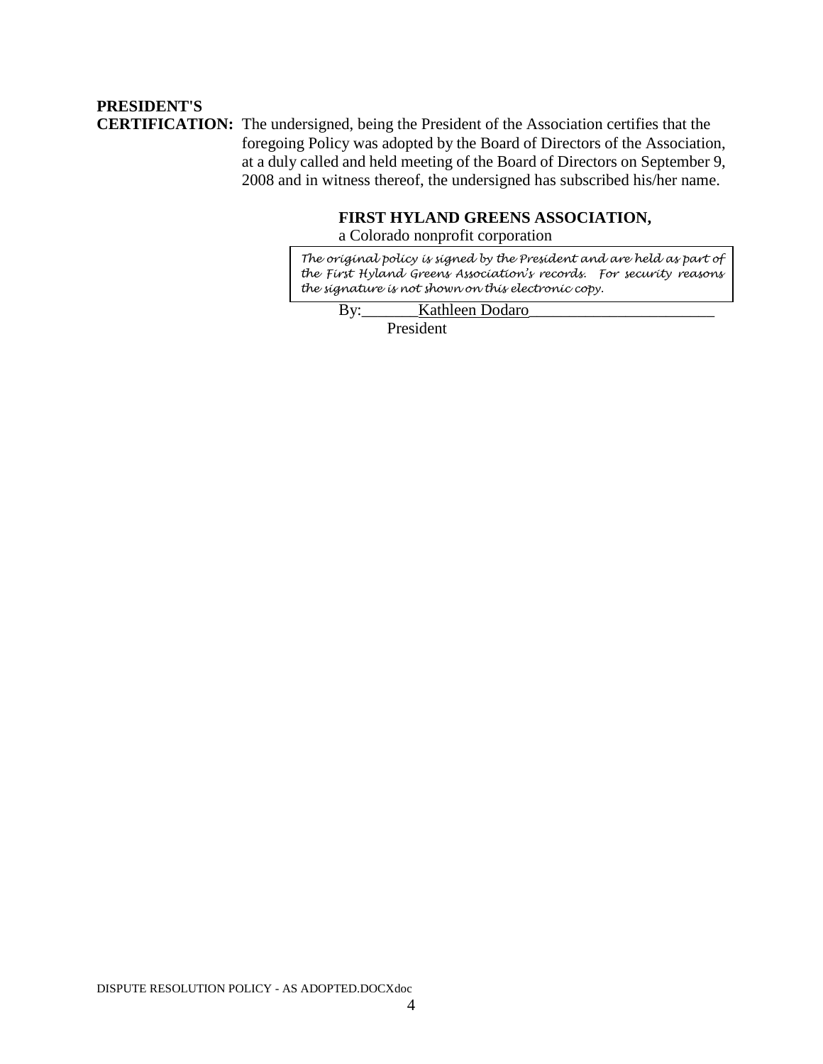**PRESIDENT'S CERTIFICATION:** The undersigned, being the President of the Association certifies that the foregoing Policy was adopted by the Board of Directors of the Association, at a duly called and held meeting of the Board of Directors on September 9, 2008 and in witness thereof, the undersigned has subscribed his/her name.

**FIRST HYLAND GREENS ASSOCIATION,**
a Colorado nonprofit corporation

*The original policy is signed by the President and are held as part of the First Hyland Greens Association's records. For security reasons the signature is not shown on this electronic copy.*

By:_______Kathleen Dodaro_______________________
President

DISPUTE RESOLUTION POLICY - AS ADOPTED.DOCXdoc